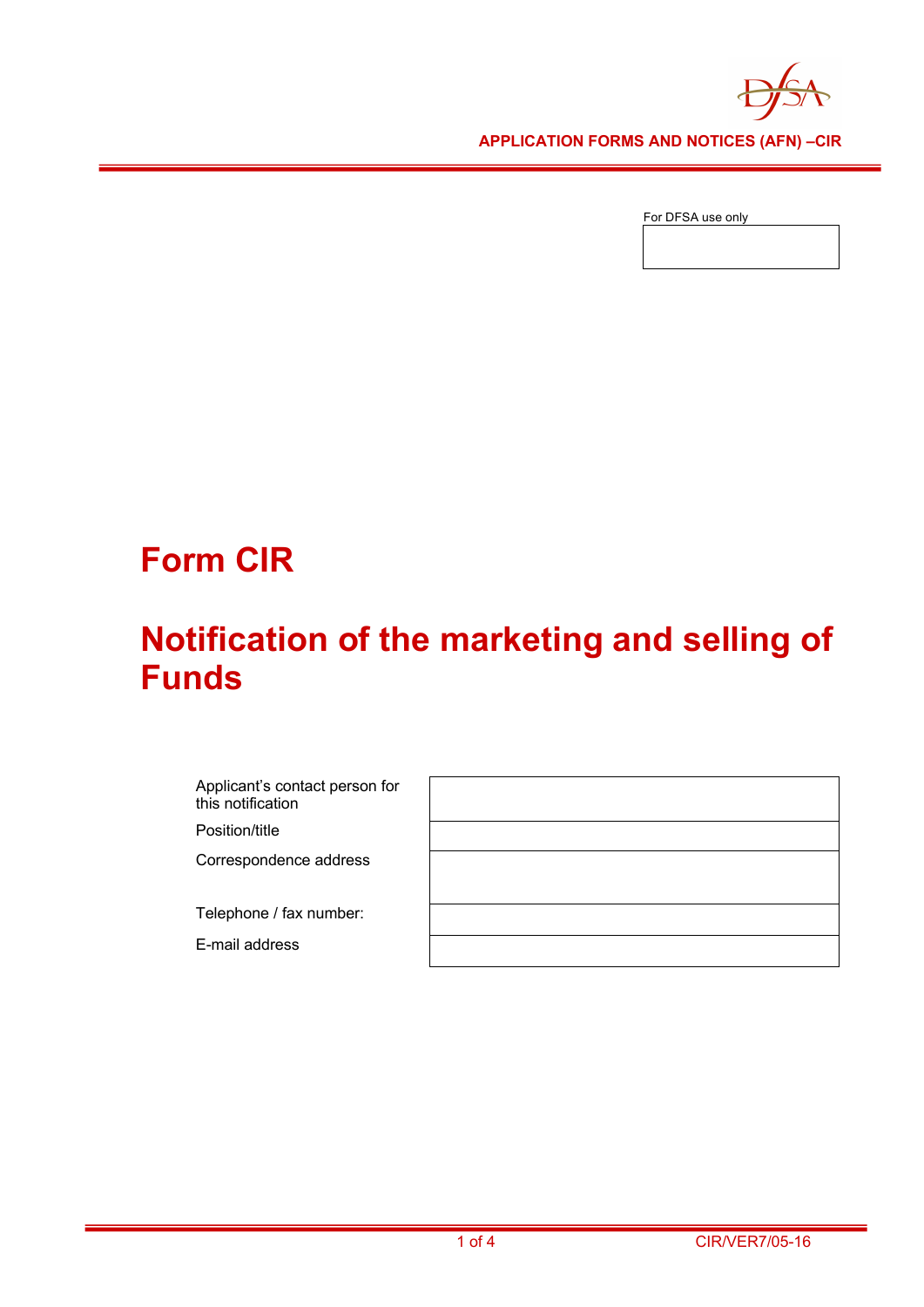APPLICATION FORMS AND NOTICES (AFN) –CIR

For DFSA use only

| |
|---|
| |

# Form CIR

# Notification of the marketing and selling of Funds

| | |
|---|---|
| Applicant's contact person for this notification | |
| Position/title | |
| Correspondence address | |
| Telephone / fax number: | |
| E-mail address | |

CIR/VER7/05-16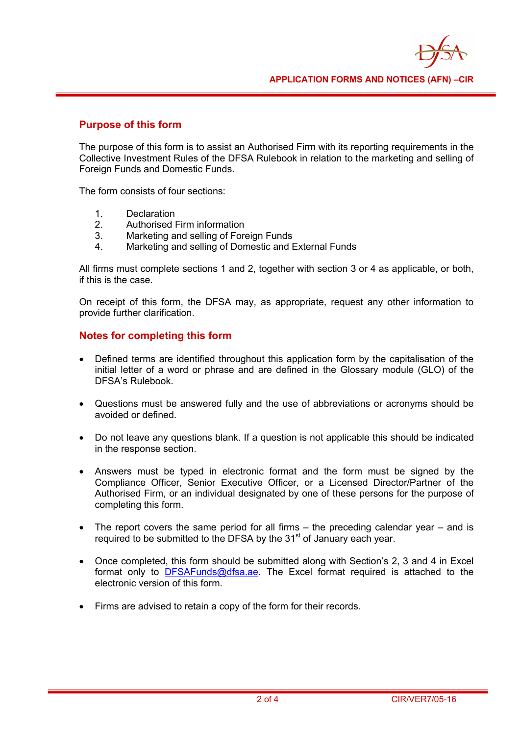## Purpose of this form

The purpose of this form is to assist an Authorised Firm with its reporting requirements in the Collective Investment Rules of the DFSA Rulebook in relation to the marketing and selling of Foreign Funds and Domestic Funds.

The form consists of four sections:

1. Declaration
2. Authorised Firm information
3. Marketing and selling of Foreign Funds
4. Marketing and selling of Domestic and External Funds

All firms must complete sections 1 and 2, together with section 3 or 4 as applicable, or both, if this is the case.

On receipt of this form, the DFSA may, as appropriate, request any other information to provide further clarification.

## Notes for completing this form

- Defined terms are identified throughout this application form by the capitalisation of the initial letter of a word or phrase and are defined in the Glossary module (GLO) of the DFSA's Rulebook.
- Questions must be answered fully and the use of abbreviations or acronyms should be avoided or defined.
- Do not leave any questions blank. If a question is not applicable this should be indicated in the response section.
- Answers must be typed in electronic format and the form must be signed by the Compliance Officer, Senior Executive Officer, or a Licensed Director/Partner of the Authorised Firm, or an individual designated by one of these persons for the purpose of completing this form.
- The report covers the same period for all firms – the preceding calendar year – and is required to be submitted to the DFSA by the 31st of January each year.
- Once completed, this form should be submitted along with Section's 2, 3 and 4 in Excel format only to DFSAFunds@dfsa.ae. The Excel format required is attached to the electronic version of this form.
- Firms are advised to retain a copy of the form for their records.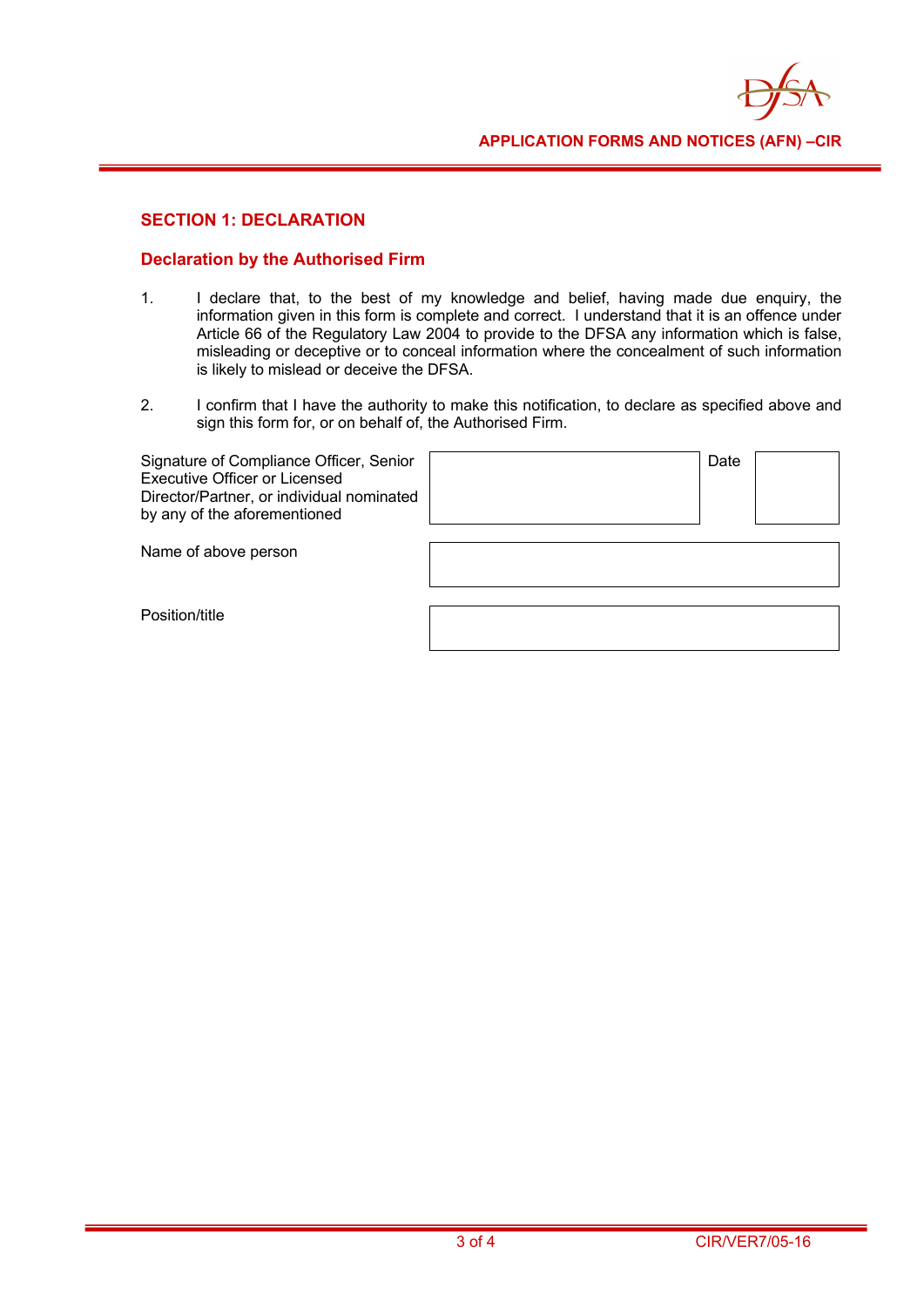## SECTION 1: DECLARATION

### Declaration by the Authorised Firm

1. I declare that, to the best of my knowledge and belief, having made due enquiry, the information given in this form is complete and correct. I understand that it is an offence under Article 66 of the Regulatory Law 2004 to provide to the DFSA any information which is false, misleading or deceptive or to conceal information where the concealment of such information is likely to mislead or deceive the DFSA.

2. I confirm that I have the authority to make this notification, to declare as specified above and sign this form for, or on behalf of, the Authorised Firm.

| | | | |
|---|---|---|---|
| Signature of Compliance Officer, Senior Executive Officer or Licensed Director/Partner, or individual nominated by any of the aforementioned | | Date | |
| Name of above person | | | |
| Position/title | | | |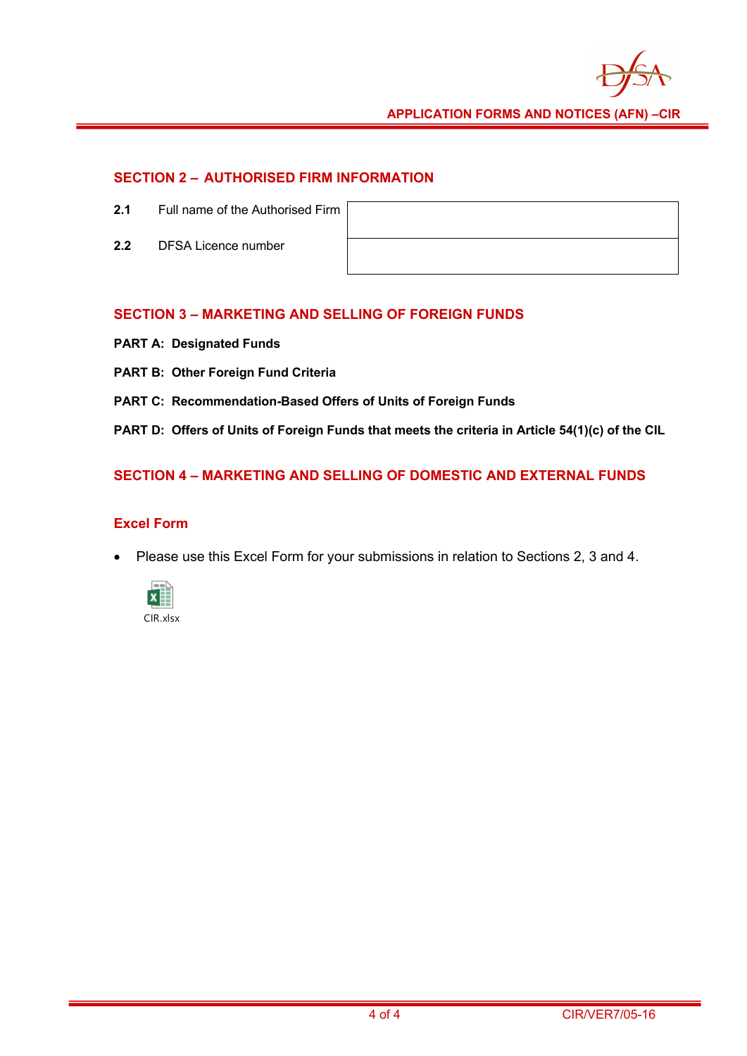## SECTION 2 – AUTHORISED FIRM INFORMATION

| | | |
|---|---|---|
| **2.1** | Full name of the Authorised Firm | |
| **2.2** | DFSA Licence number | |

## SECTION 3 – MARKETING AND SELLING OF FOREIGN FUNDS

**PART A: Designated Funds**

**PART B: Other Foreign Fund Criteria**

**PART C: Recommendation-Based Offers of Units of Foreign Funds**

**PART D: Offers of Units of Foreign Funds that meets the criteria in Article 54(1)(c) of the CIL**

## SECTION 4 – MARKETING AND SELLING OF DOMESTIC AND EXTERNAL FUNDS

### Excel Form

- Please use this Excel Form for your submissions in relation to Sections 2, 3 and 4.

CIR.xlsx